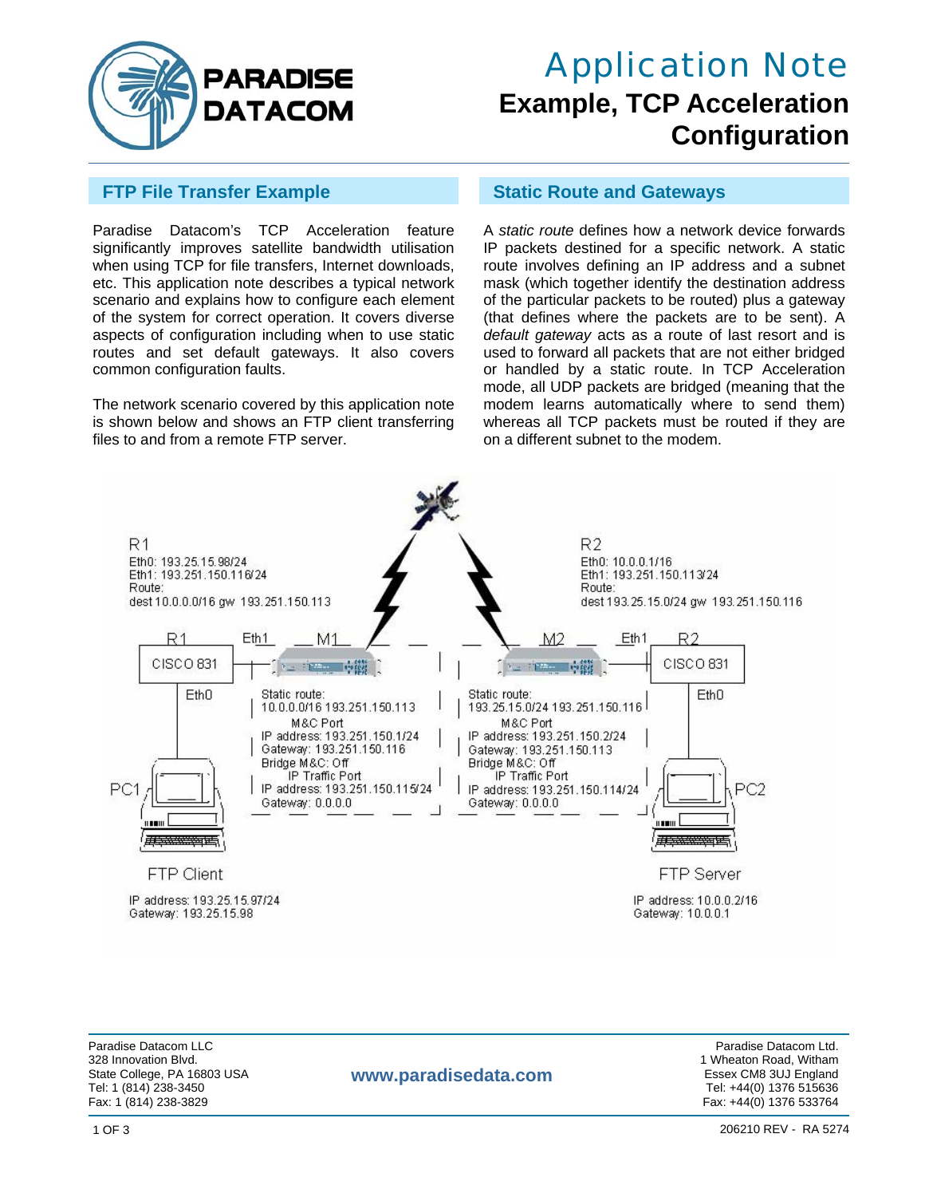# Application Note

## Example, TCP Acceleration Configuration

### FTP File Transfer Example

Paradise Datacom's TCP Acceleration feature significantly improves satellite bandwidth utilisation when using TCP for file transfers, Internet downloads, etc. This application note describes a typical network scenario and explains how to configure each element of the system for correct operation. It covers diverse aspects of configuration including when to use static routes and set default gateways. It also covers common configuration faults.

The network scenario covered by this application note is shown below and shows an FTP client transferring files to and from a remote FTP server.

### Static Route and Gateways

A *static route* defines how a network device forwards IP packets destined for a specific network. A static route involves defining an IP address and a subnet mask (which together identify the destination address of the particular packets to be routed) plus a gateway (that defines where the packets are to be sent). A *default gateway* acts as a route of last resort and is used to forward all packets that are not either bridged or handled by a static route. In TCP Acceleration mode, all UDP packets are bridged (meaning that the modem learns automatically where to send them) whereas all TCP packets must be routed if they are on a different subnet to the modem.

R1
Eth0: 193.25.15.98/24
Eth1: 193.251.150.116/24
Route:
dest 10.0.0.0/16 gw 193.251.150.113

R2
Eth0: 10.0.0.1/16
Eth1: 193.251.150.113/24
Route:
dest 193.25.15.0/24 gw 193.251.150.116

R1 CISCO 831 — Eth1 — M1

M1
Static route:
10.0.0.0/16 193.251.150.113
M&C Port
IP address: 193.251.150.1/24
Gateway: 193.251.150.116
Bridge M&C: Off
IP Traffic Port
IP address: 193.251.150.115/24
Gateway: 0.0.0.0

M2 — Eth1 — R2 CISCO 831

M2
Static route:
193.25.15.0/24 193.251.150.116
M&C Port
IP address: 193.251.150.2/24
Gateway: 193.251.150.113
Bridge M&C: Off
IP Traffic Port
IP address: 193.251.150.114/24
Gateway: 0.0.0.0

PC1 (Eth0) — FTP Client
IP address: 193.25.15.97/24
Gateway: 193.25.15.98

PC2 (Eth0) — FTP Server
IP address: 10.0.0.2/16
Gateway: 10.0.0.1

Paradise Datacom LLC
328 Innovation Blvd.
State College, PA 16803 USA
Tel: 1 (814) 238-3450
Fax: 1 (814) 238-3829

www.paradisedata.com

Paradise Datacom Ltd.
1 Wheaton Road, Witham
Essex CM8 3UJ England
Tel: +44(0) 1376 515636
Fax: +44(0) 1376 533764

206210 REV - RA 5274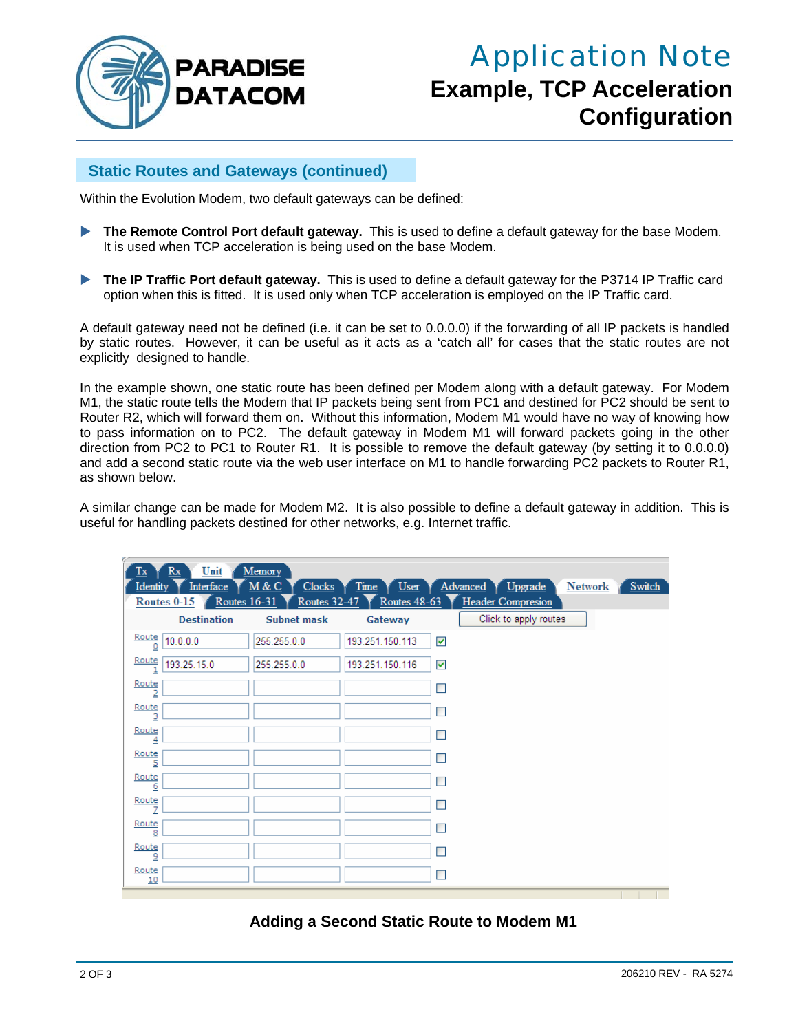## Static Routes and Gateways (continued)

Within the Evolution Modem, two default gateways can be defined:

- **The Remote Control Port default gateway.** This is used to define a default gateway for the base Modem. It is used when TCP acceleration is being used on the base Modem.
- **The IP Traffic Port default gateway.** This is used to define a default gateway for the P3714 IP Traffic card option when this is fitted. It is used only when TCP acceleration is employed on the IP Traffic card.

A default gateway need not be defined (i.e. it can be set to 0.0.0.0) if the forwarding of all IP packets is handled by static routes. However, it can be useful as it acts as a 'catch all' for cases that the static routes are not explicitly designed to handle.

In the example shown, one static route has been defined per Modem along with a default gateway. For Modem M1, the static route tells the Modem that IP packets being sent from PC1 and destined for PC2 should be sent to Router R2, which will forward them on. Without this information, Modem M1 would have no way of knowing how to pass information on to PC2. The default gateway in Modem M1 will forward packets going in the other direction from PC2 to PC1 to Router R1. It is possible to remove the default gateway (by setting it to 0.0.0.0) and add a second static route via the web user interface on M1 to handle forwarding PC2 packets to Router R1, as shown below.

A similar change can be made for Modem M2. It is also possible to define a default gateway in addition. This is useful for handling packets destined for other networks, e.g. Internet traffic.

Tx | Rx | Unit | Memory
Identity | Interface | M & C | Clocks | Time | User | Advanced | Upgrade | Network | Switch
Routes 0-15 | Routes 16-31 | Routes 32-47 | Routes 48-63 | Header Compresion

Click to apply routes

| | Destination | Subnet mask | Gateway | |
|---|---|---|---|---|
| Route 0 | 10.0.0.0 | 255.255.0.0 | 193.251.150.113 | ☑ |
| Route 1 | 193.25.15.0 | 255.255.0.0 | 193.251.150.116 | ☑ |
| Route 2 | | | | ☐ |
| Route 3 | | | | ☐ |
| Route 4 | | | | ☐ |
| Route 5 | | | | ☐ |
| Route 6 | | | | ☐ |
| Route 7 | | | | ☐ |
| Route 8 | | | | ☐ |
| Route 9 | | | | ☐ |
| Route 10 | | | | ☐ |

**Adding a Second Static Route to Modem M1**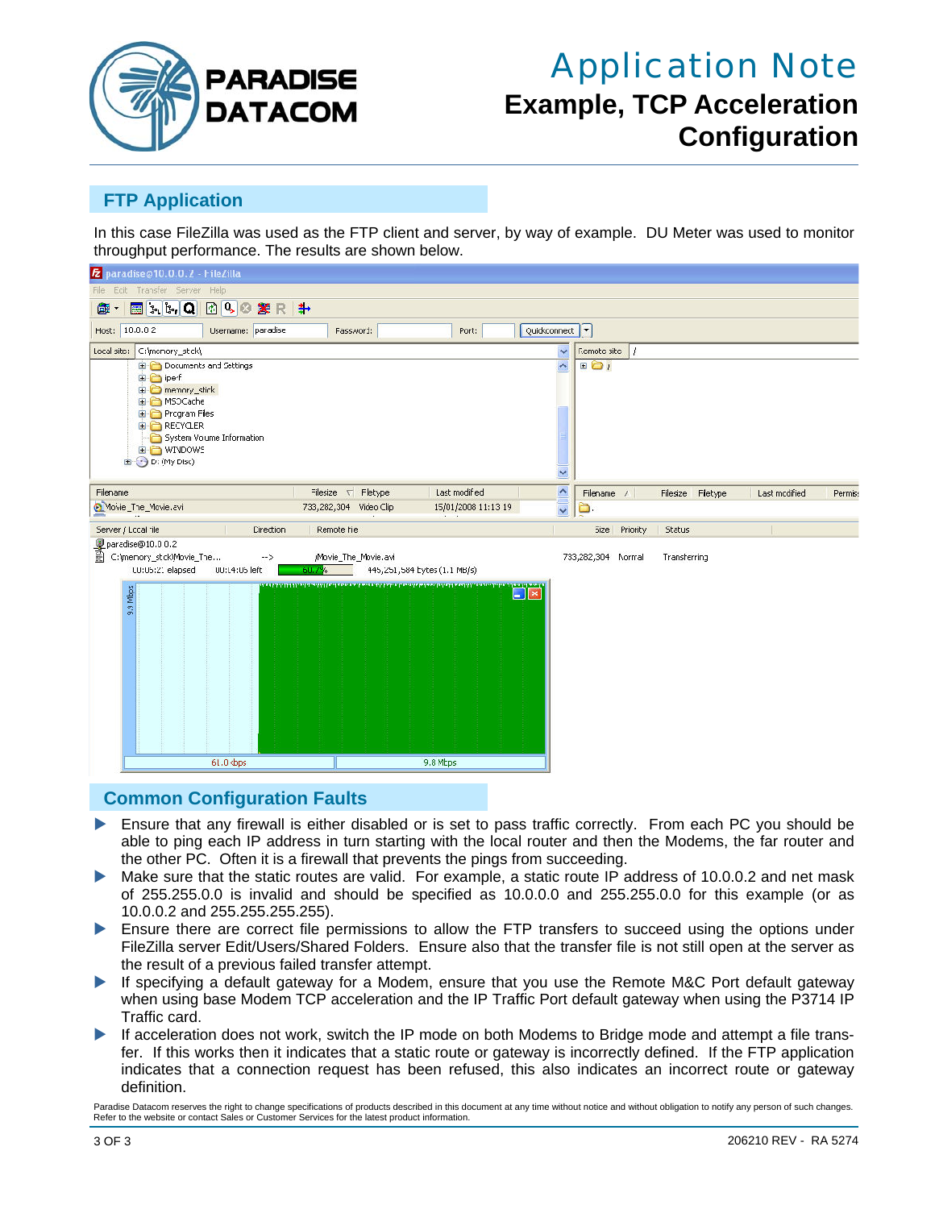# Application Note

## Example, TCP Acceleration Configuration

## FTP Application

In this case FileZilla was used as the FTP client and server, by way of example. DU Meter was used to monitor throughput performance. The results are shown below.

## Common Configuration Faults

- Ensure that any firewall is either disabled or is set to pass traffic correctly. From each PC you should be able to ping each IP address in turn starting with the local router and then the Modems, the far router and the other PC. Often it is a firewall that prevents the pings from succeeding.
- Make sure that the static routes are valid. For example, a static route IP address of 10.0.0.2 and net mask of 255.255.0.0 is invalid and should be specified as 10.0.0.0 and 255.255.0.0 for this example (or as 10.0.0.2 and 255.255.255.255).
- Ensure there are correct file permissions to allow the FTP transfers to succeed using the options under FileZilla server Edit/Users/Shared Folders. Ensure also that the transfer file is not still open at the server as the result of a previous failed transfer attempt.
- If specifying a default gateway for a Modem, ensure that you use the Remote M&C Port default gateway when using base Modem TCP acceleration and the IP Traffic Port default gateway when using the P3714 IP Traffic card.
- If acceleration does not work, switch the IP mode on both Modems to Bridge mode and attempt a file transfer. If this works then it indicates that a static route or gateway is incorrectly defined. If the FTP application indicates that a connection request has been refused, this also indicates an incorrect route or gateway definition.

Paradise Datacom reserves the right to change specifications of products described in this document at any time without notice and without obligation to notify any person of such changes. Refer to the website or contact Sales or Customer Services for the latest product information.

206210 REV - RA 5274